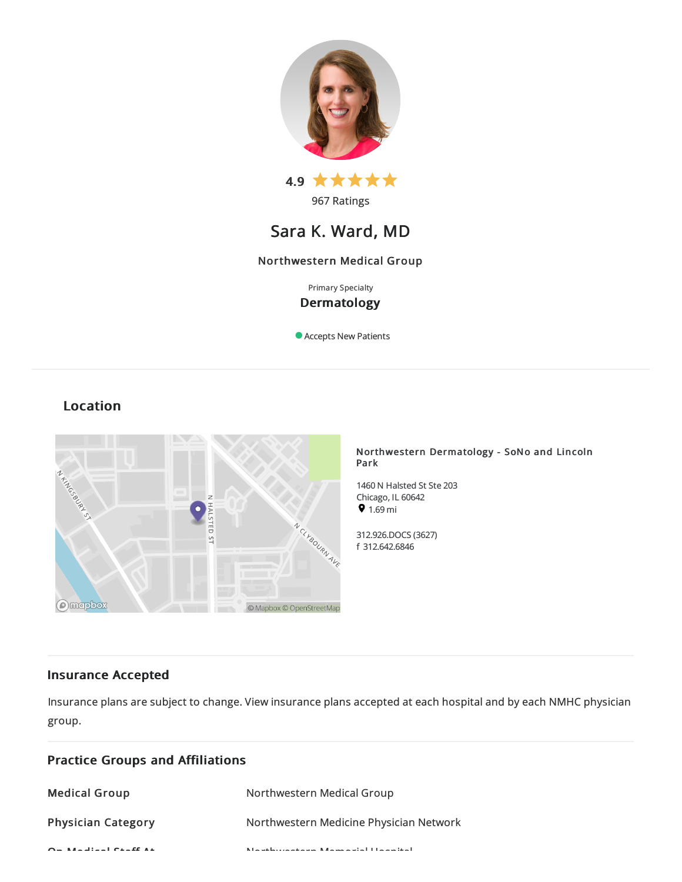4.9 ★★★★★

967 Ratings

# Sara K. Ward, MD

**Northwestern Medical Group**

Primary Specialty

**Dermatology**

Accepts New Patients

## Location

**Northwestern Dermatology - SoNo and Lincoln Park**

1460 N Halsted St Ste 203
Chicago, IL 60642
1.69 mi

312.926.DOCS (3627)
f 312.642.6846

## Insurance Accepted

Insurance plans are subject to change. View insurance plans accepted at each hospital and by each NMHC physician group.

## Practice Groups and Affiliations

| | |
|---|---|
| **Medical Group** | Northwestern Medical Group |
| **Physician Category** | Northwestern Medicine Physician Network |
| **On Medical Staff At** | Northwestern Memorial Hospital |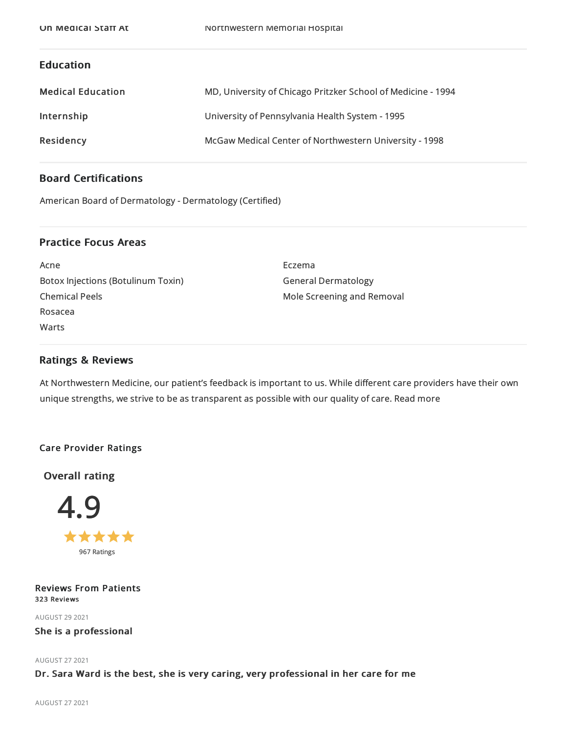| On Medical Staff At | Northwestern Memorial Hospital |
|---|---|

## Education

| | |
|---|---|
| **Medical Education** | MD, University of Chicago Pritzker School of Medicine - 1994 |
| **Internship** | University of Pennsylvania Health System - 1995 |
| **Residency** | McGaw Medical Center of Northwestern University - 1998 |

## Board Certifications

American Board of Dermatology - Dermatology (Certified)

## Practice Focus Areas

- Acne
- Botox Injections (Botulinum Toxin)
- Chemical Peels
- Rosacea
- Warts
- Eczema
- General Dermatology
- Mole Screening and Removal

## Ratings & Reviews

At Northwestern Medicine, our patient's feedback is important to us. While different care providers have their own unique strengths, we strive to be as transparent as possible with our quality of care. Read more

### Care Provider Ratings

**Overall rating**

4.9

★★★★★

967 Ratings

### Reviews From Patients

**323 Reviews**

AUGUST 29 2021

**She is a professional**

AUGUST 27 2021

**Dr. Sara Ward is the best, she is very caring, very professional in her care for me**

AUGUST 27 2021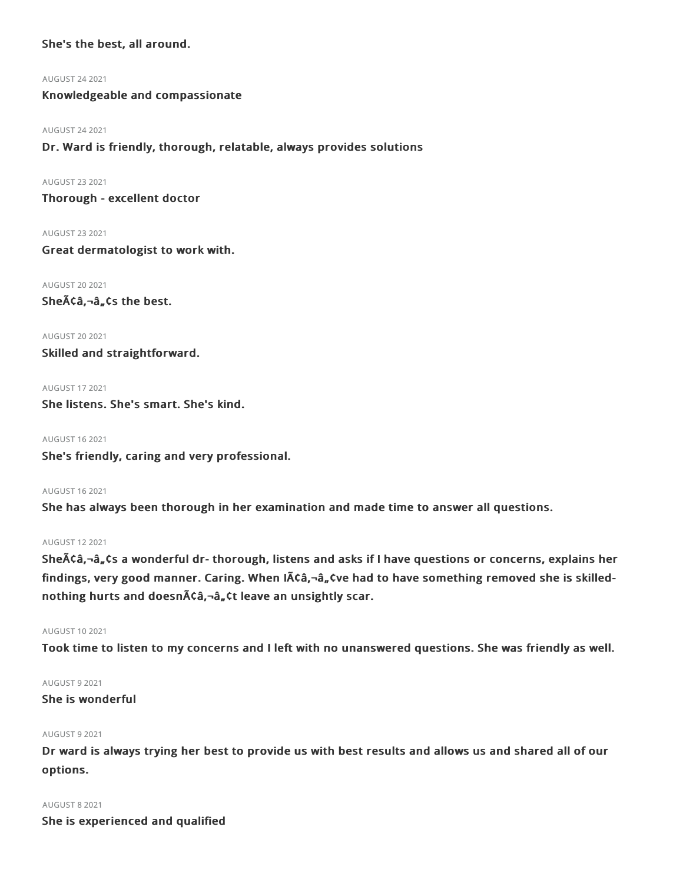**She's the best, all around.**

AUGUST 24 2021

**Knowledgeable and compassionate**

AUGUST 24 2021

**Dr. Ward is friendly, thorough, relatable, always provides solutions**

AUGUST 23 2021

**Thorough - excellent doctor**

AUGUST 23 2021

**Great dermatologist to work with.**

AUGUST 20 2021

**SheÃ¢â‚¬â„¢s the best.**

AUGUST 20 2021

**Skilled and straightforward.**

AUGUST 17 2021

**She listens. She's smart. She's kind.**

AUGUST 16 2021

**She's friendly, caring and very professional.**

AUGUST 16 2021

**She has always been thorough in her examination and made time to answer all questions.**

AUGUST 12 2021

**SheÃ¢â‚¬â„¢s a wonderful dr- thorough, listens and asks if I have questions or concerns, explains her findings, very good manner. Caring. When IÃ¢â‚¬â„¢ve had to have something removed she is skilled- nothing hurts and doesnÃ¢â‚¬â„¢t leave an unsightly scar.**

AUGUST 10 2021

**Took time to listen to my concerns and I left with no unanswered questions. She was friendly as well.**

AUGUST 9 2021

**She is wonderful**

AUGUST 9 2021

**Dr ward is always trying her best to provide us with best results and allows us and shared all of our options.**

AUGUST 8 2021

**She is experienced and qualified**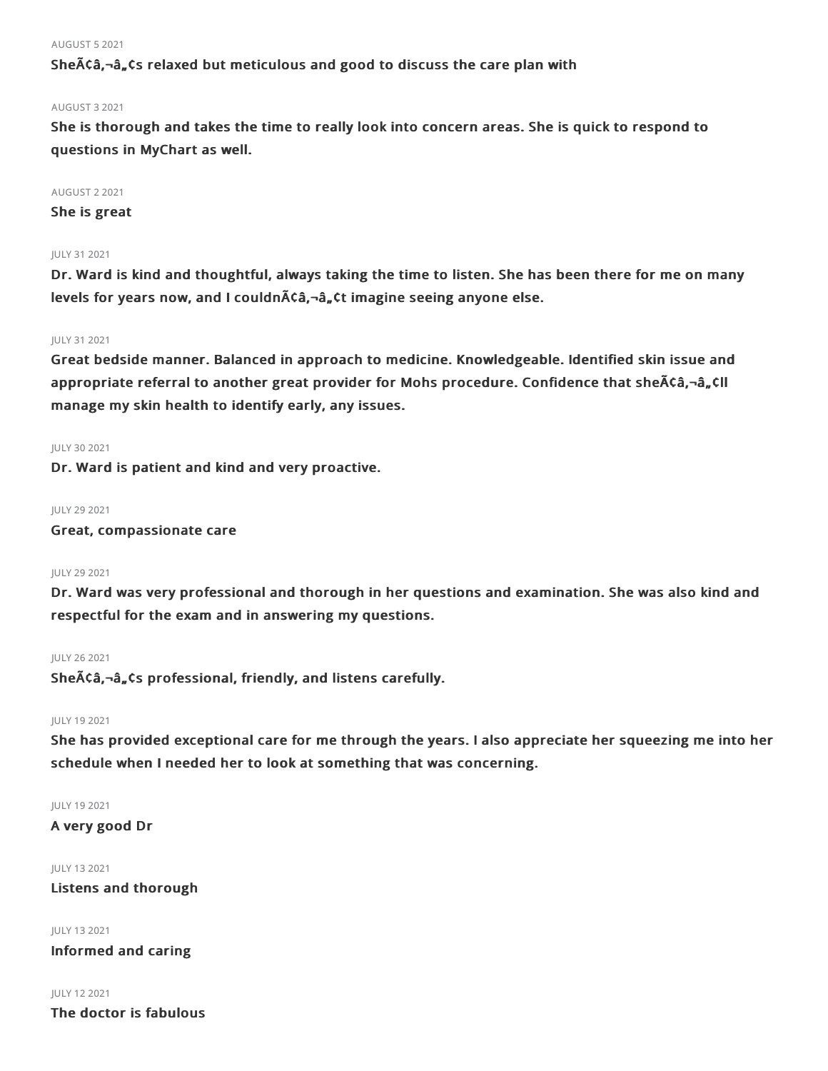AUGUST 5 2021

**SheÃ¢â‚¬â„¢s relaxed but meticulous and good to discuss the care plan with**

AUGUST 3 2021

**She is thorough and takes the time to really look into concern areas. She is quick to respond to questions in MyChart as well.**

AUGUST 2 2021

**She is great**

JULY 31 2021

**Dr. Ward is kind and thoughtful, always taking the time to listen. She has been there for me on many levels for years now, and I couldnÃ¢â‚¬â„¢t imagine seeing anyone else.**

JULY 31 2021

**Great bedside manner. Balanced in approach to medicine. Knowledgeable. Identified skin issue and appropriate referral to another great provider for Mohs procedure. Confidence that sheÃ¢â‚¬â„¢ll manage my skin health to identify early, any issues.**

JULY 30 2021

**Dr. Ward is patient and kind and very proactive.**

JULY 29 2021

**Great, compassionate care**

JULY 29 2021

**Dr. Ward was very professional and thorough in her questions and examination. She was also kind and respectful for the exam and in answering my questions.**

JULY 26 2021

**SheÃ¢â‚¬â„¢s professional, friendly, and listens carefully.**

JULY 19 2021

**She has provided exceptional care for me through the years. I also appreciate her squeezing me into her schedule when I needed her to look at something that was concerning.**

JULY 19 2021

**A very good Dr**

JULY 13 2021

**Listens and thorough**

JULY 13 2021

**Informed and caring**

JULY 12 2021

**The doctor is fabulous**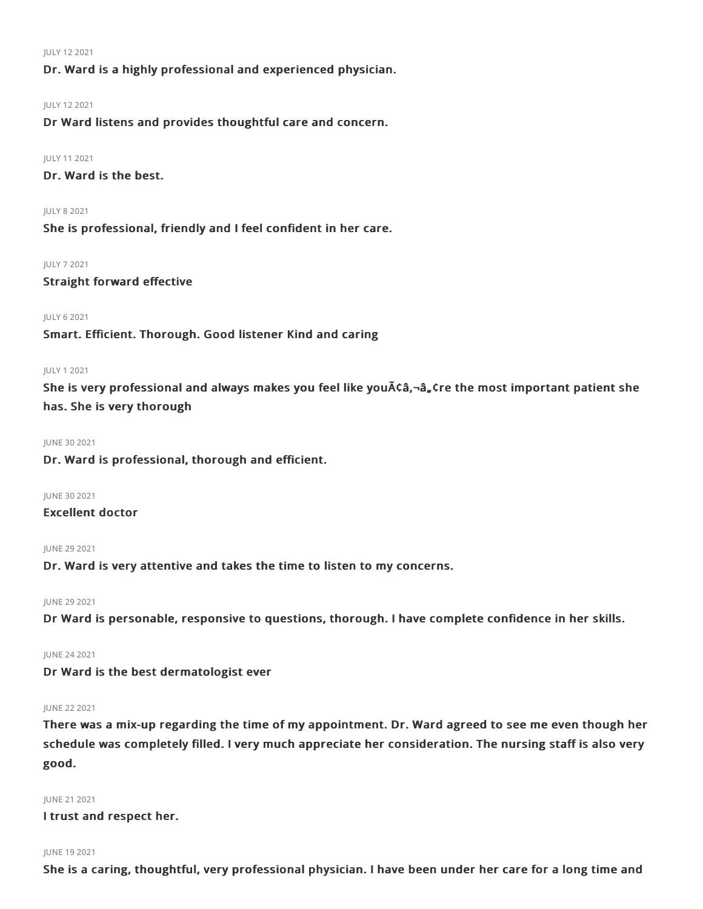JULY 12 2021

**Dr. Ward is a highly professional and experienced physician.**

JULY 12 2021

**Dr Ward listens and provides thoughtful care and concern.**

JULY 11 2021

**Dr. Ward is the best.**

JULY 8 2021

**She is professional, friendly and I feel confident in her care.**

JULY 7 2021

**Straight forward effective**

JULY 6 2021

**Smart. Efficient. Thorough. Good listener Kind and caring**

JULY 1 2021

**She is very professional and always makes you feel like youÃ¢â‚¬â„¢re the most important patient she has. She is very thorough**

JUNE 30 2021

**Dr. Ward is professional, thorough and efficient.**

JUNE 30 2021

**Excellent doctor**

JUNE 29 2021

**Dr. Ward is very attentive and takes the time to listen to my concerns.**

JUNE 29 2021

**Dr Ward is personable, responsive to questions, thorough. I have complete confidence in her skills.**

JUNE 24 2021

**Dr Ward is the best dermatologist ever**

JUNE 22 2021

**There was a mix-up regarding the time of my appointment. Dr. Ward agreed to see me even though her schedule was completely filled. I very much appreciate her consideration. The nursing staff is also very good.**

JUNE 21 2021

**I trust and respect her.**

JUNE 19 2021

**She is a caring, thoughtful, very professional physician. I have been under her care for a long time and**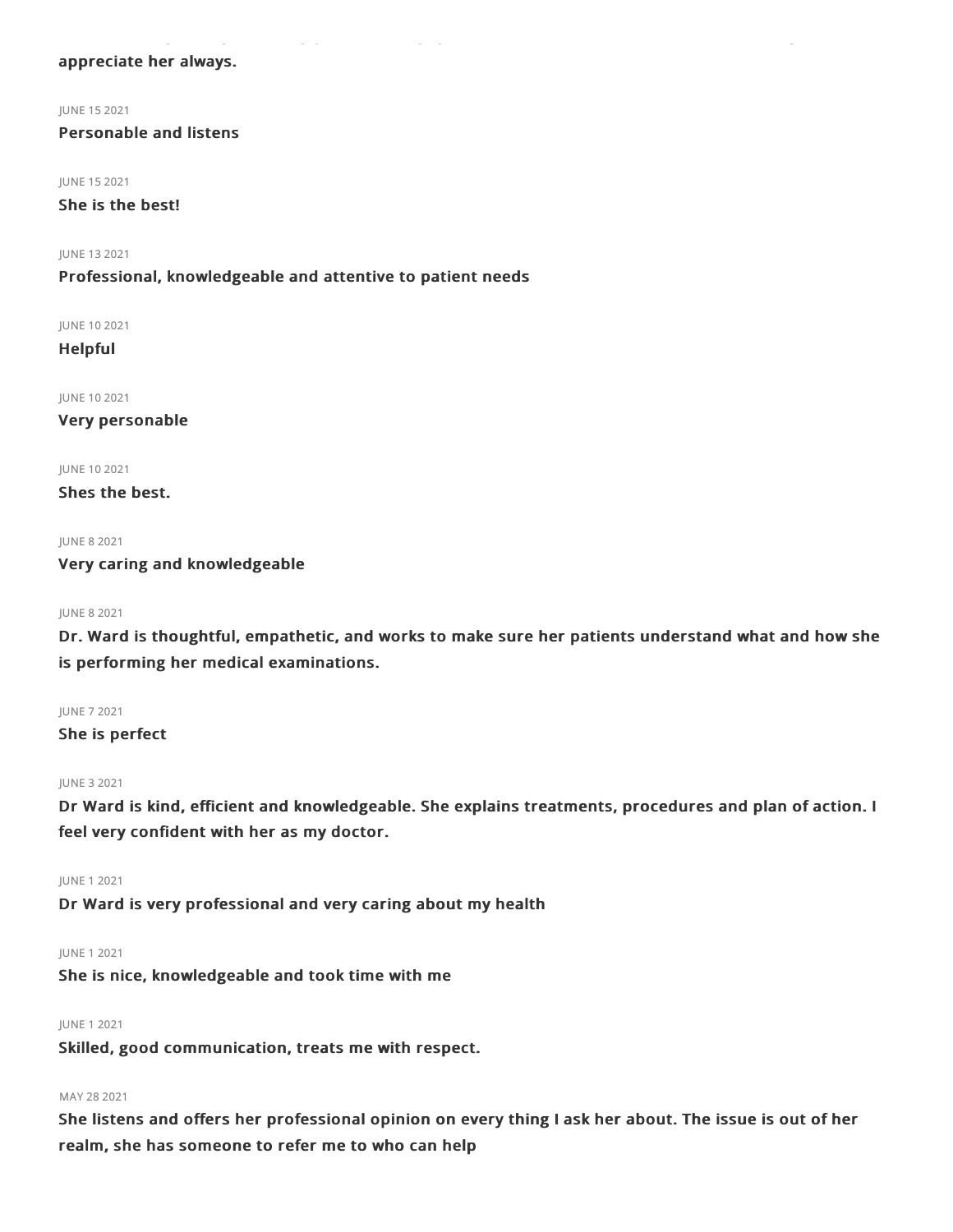**appreciate her always.**

JUNE 15 2021

**Personable and listens**

JUNE 15 2021

**She is the best!**

JUNE 13 2021

**Professional, knowledgeable and attentive to patient needs**

JUNE 10 2021

**Helpful**

JUNE 10 2021

**Very personable**

JUNE 10 2021

**Shes the best.**

JUNE 8 2021

**Very caring and knowledgeable**

JUNE 8 2021

**Dr. Ward is thoughtful, empathetic, and works to make sure her patients understand what and how she is performing her medical examinations.**

JUNE 7 2021

**She is perfect**

JUNE 3 2021

**Dr Ward is kind, efficient and knowledgeable. She explains treatments, procedures and plan of action. I feel very confident with her as my doctor.**

JUNE 1 2021

**Dr Ward is very professional and very caring about my health**

JUNE 1 2021

**She is nice, knowledgeable and took time with me**

JUNE 1 2021

**Skilled, good communication, treats me with respect.**

MAY 28 2021

**She listens and offers her professional opinion on every thing I ask her about. The issue is out of her realm, she has someone to refer me to who can help**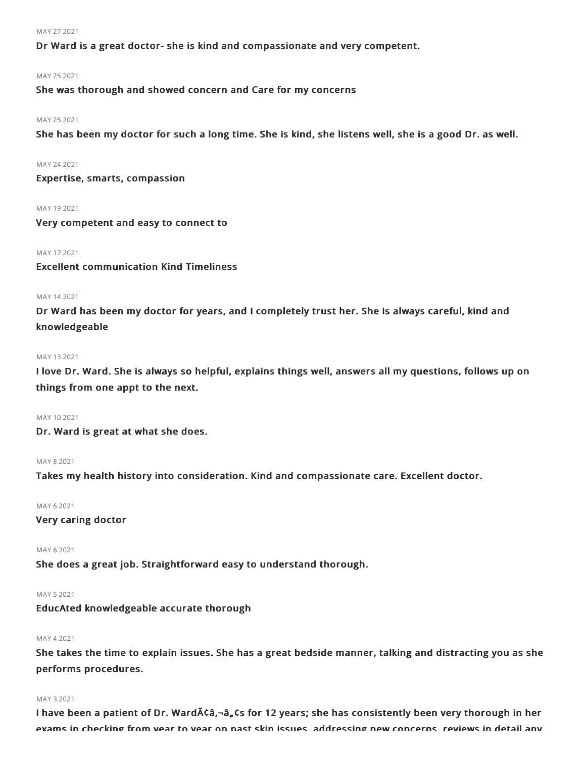MAY 27 2021

**Dr Ward is a great doctor- she is kind and compassionate and very competent.**

MAY 25 2021

**She was thorough and showed concern and Care for my concerns**

MAY 25 2021

**She has been my doctor for such a long time. She is kind, she listens well, she is a good Dr. as well.**

MAY 24 2021

**Expertise, smarts, compassion**

MAY 19 2021

**Very competent and easy to connect to**

MAY 17 2021

**Excellent communication Kind Timeliness**

MAY 14 2021

**Dr Ward has been my doctor for years, and I completely trust her. She is always careful, kind and knowledgeable**

MAY 13 2021

**I love Dr. Ward. She is always so helpful, explains things well, answers all my questions, follows up on things from one appt to the next.**

MAY 10 2021

**Dr. Ward is great at what she does.**

MAY 8 2021

**Takes my health history into consideration. Kind and compassionate care. Excellent doctor.**

MAY 6 2021

**Very caring doctor**

MAY 6 2021

**She does a great job. Straightforward easy to understand thorough.**

MAY 5 2021

**EducAted knowledgeable accurate thorough**

MAY 4 2021

**She takes the time to explain issues. She has a great bedside manner, talking and distracting you as she performs procedures.**

MAY 3 2021

**I have been a patient of Dr. WardÃ¢â‚¬â„¢s for 12 years; she has consistently been very thorough in her exams in checking from year to year on past skin issues, addressing new concerns, reviews in detail any**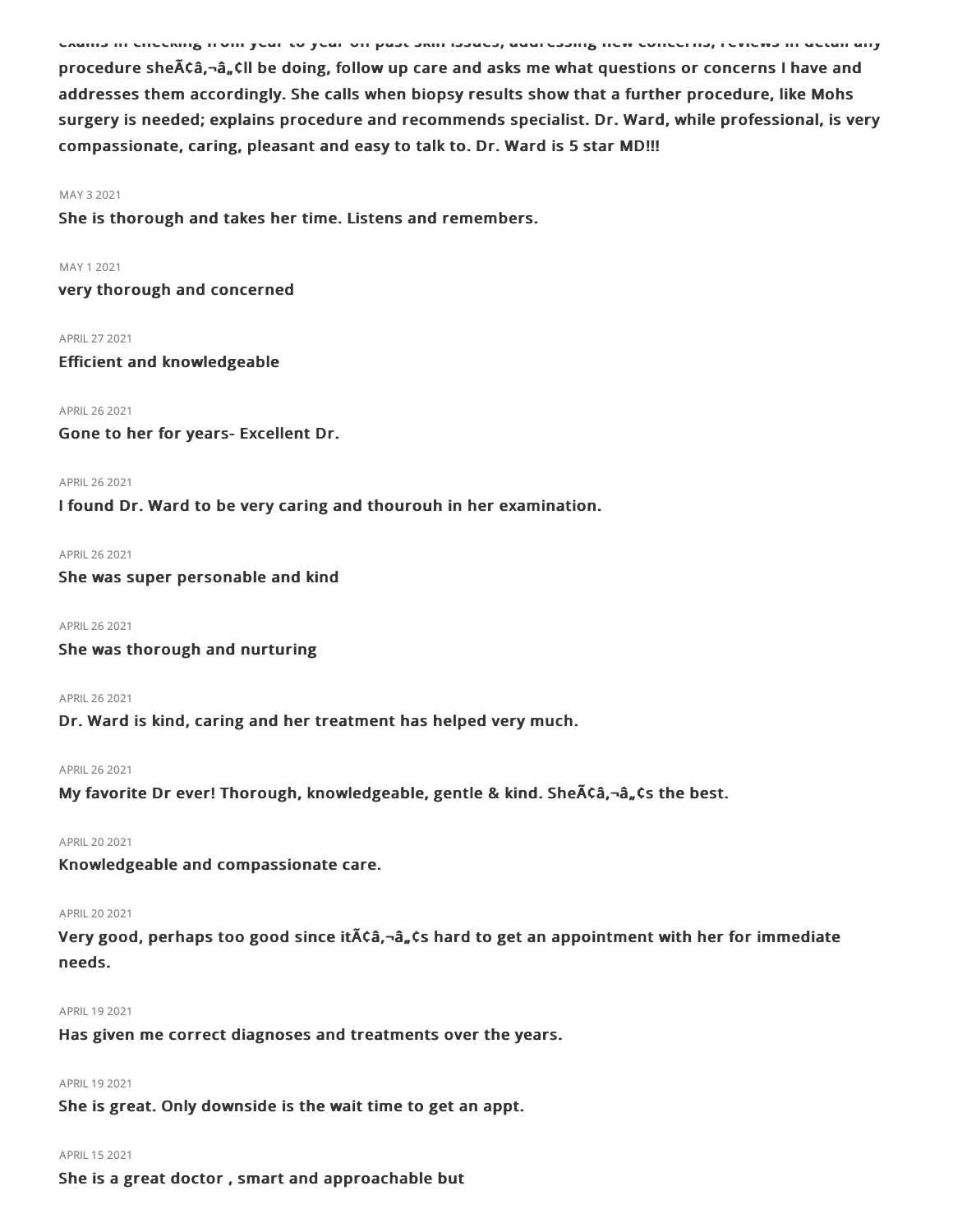exams in checking from year to year on past skin issues, addressing new concerns, reviews in detail any procedure sheÃ¢â,¬â„¢ll be doing, follow up care and asks me what questions or concerns I have and addresses them accordingly. She calls when biopsy results show that a further procedure, like Mohs surgery is needed; explains procedure and recommends specialist. Dr. Ward, while professional, is very compassionate, caring, pleasant and easy to talk to. Dr. Ward is 5 star MD!!!

MAY 3 2021

**She is thorough and takes her time. Listens and remembers.**

MAY 1 2021

**very thorough and concerned**

APRIL 27 2021

**Efficient and knowledgeable**

APRIL 26 2021

**Gone to her for years- Excellent Dr.**

APRIL 26 2021

**I found Dr. Ward to be very caring and thourouh in her examination.**

APRIL 26 2021

**She was super personable and kind**

APRIL 26 2021

**She was thorough and nurturing**

APRIL 26 2021

**Dr. Ward is kind, caring and her treatment has helped very much.**

APRIL 26 2021

**My favorite Dr ever! Thorough, knowledgeable, gentle & kind. SheÃ¢â,¬â„¢s the best.**

APRIL 20 2021

**Knowledgeable and compassionate care.**

APRIL 20 2021

**Very good, perhaps too good since itÃ¢â,¬â„¢s hard to get an appointment with her for immediate needs.**

APRIL 19 2021

**Has given me correct diagnoses and treatments over the years.**

APRIL 19 2021

**She is great. Only downside is the wait time to get an appt.**

APRIL 15 2021

**She is a great doctor , smart and approachable but**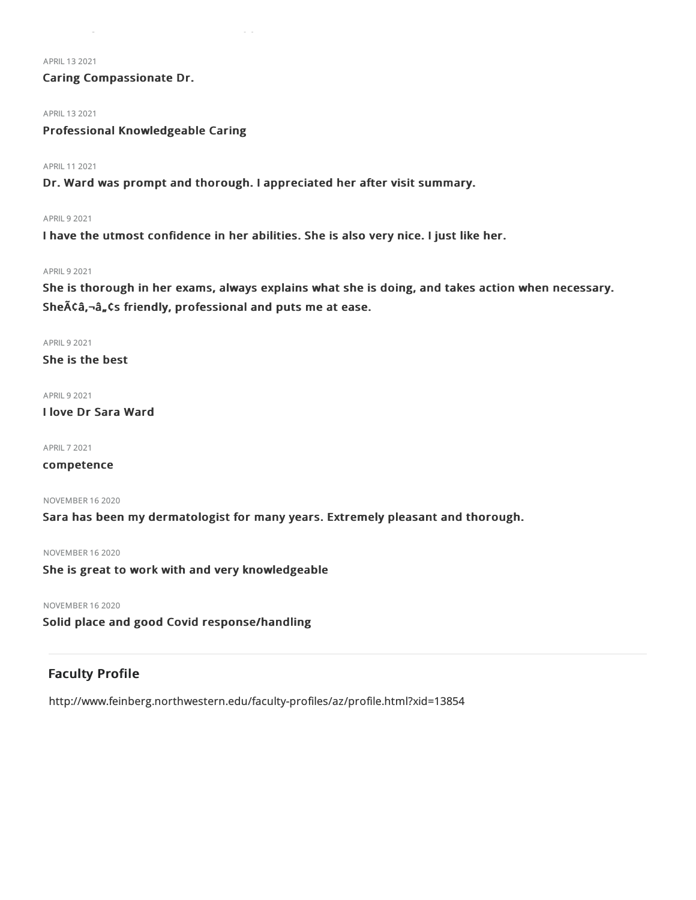APRIL 13 2021

**Caring Compassionate Dr.**

APRIL 13 2021

**Professional Knowledgeable Caring**

APRIL 11 2021

**Dr. Ward was prompt and thorough. I appreciated her after visit summary.**

APRIL 9 2021

**I have the utmost confidence in her abilities. She is also very nice. I just like her.**

APRIL 9 2021

**She is thorough in her exams, always explains what she is doing, and takes action when necessary. SheÃ¢â‚¬â„¢s friendly, professional and puts me at ease.**

APRIL 9 2021

**She is the best**

APRIL 9 2021

**I love Dr Sara Ward**

APRIL 7 2021

**competence**

NOVEMBER 16 2020

**Sara has been my dermatologist for many years. Extremely pleasant and thorough.**

NOVEMBER 16 2020

**She is great to work with and very knowledgeable**

NOVEMBER 16 2020

**Solid place and good Covid response/handling**

## Faculty Profile

http://www.feinberg.northwestern.edu/faculty-profiles/az/profile.html?xid=13854